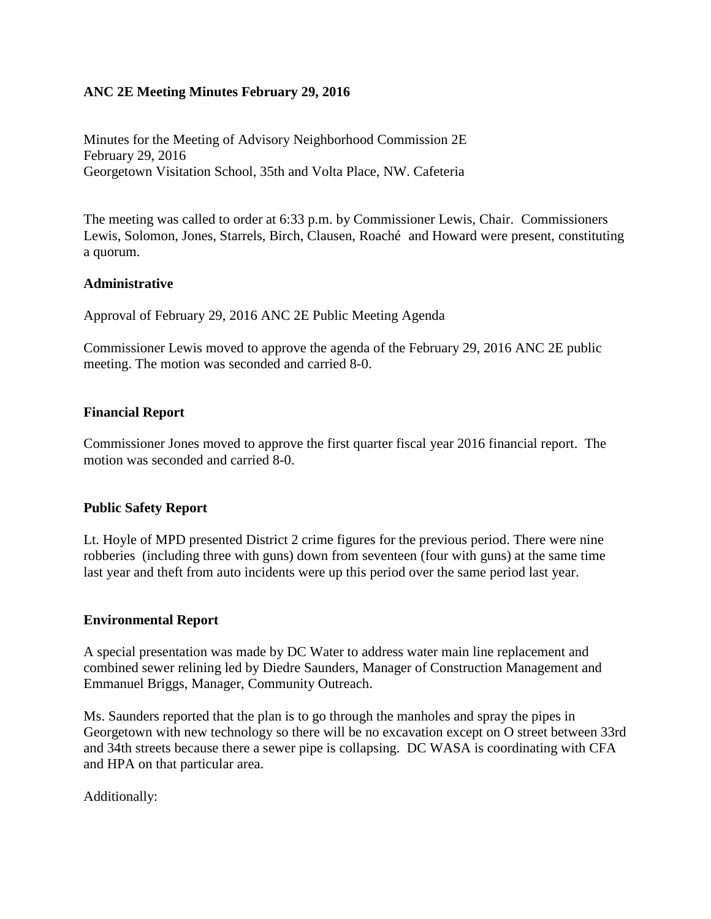**ANC 2E Meeting Minutes February 29, 2016**

Minutes for the Meeting of Advisory Neighborhood Commission 2E
February 29, 2016
Georgetown Visitation School, 35th and Volta Place, NW. Cafeteria

The meeting was called to order at 6:33 p.m. by Commissioner Lewis, Chair. Commissioners Lewis, Solomon, Jones, Starrels, Birch, Clausen, Roaché and Howard were present, constituting a quorum.

**Administrative**

Approval of February 29, 2016 ANC 2E Public Meeting Agenda

Commissioner Lewis moved to approve the agenda of the February 29, 2016 ANC 2E public meeting. The motion was seconded and carried 8-0.

**Financial Report**

Commissioner Jones moved to approve the first quarter fiscal year 2016 financial report. The motion was seconded and carried 8-0.

**Public Safety Report**

Lt. Hoyle of MPD presented District 2 crime figures for the previous period. There were nine robberies (including three with guns) down from seventeen (four with guns) at the same time last year and theft from auto incidents were up this period over the same period last year.

**Environmental Report**

A special presentation was made by DC Water to address water main line replacement and combined sewer relining led by Diedre Saunders, Manager of Construction Management and Emmanuel Briggs, Manager, Community Outreach.

Ms. Saunders reported that the plan is to go through the manholes and spray the pipes in Georgetown with new technology so there will be no excavation except on O street between 33rd and 34th streets because there a sewer pipe is collapsing. DC WASA is coordinating with CFA and HPA on that particular area.

Additionally: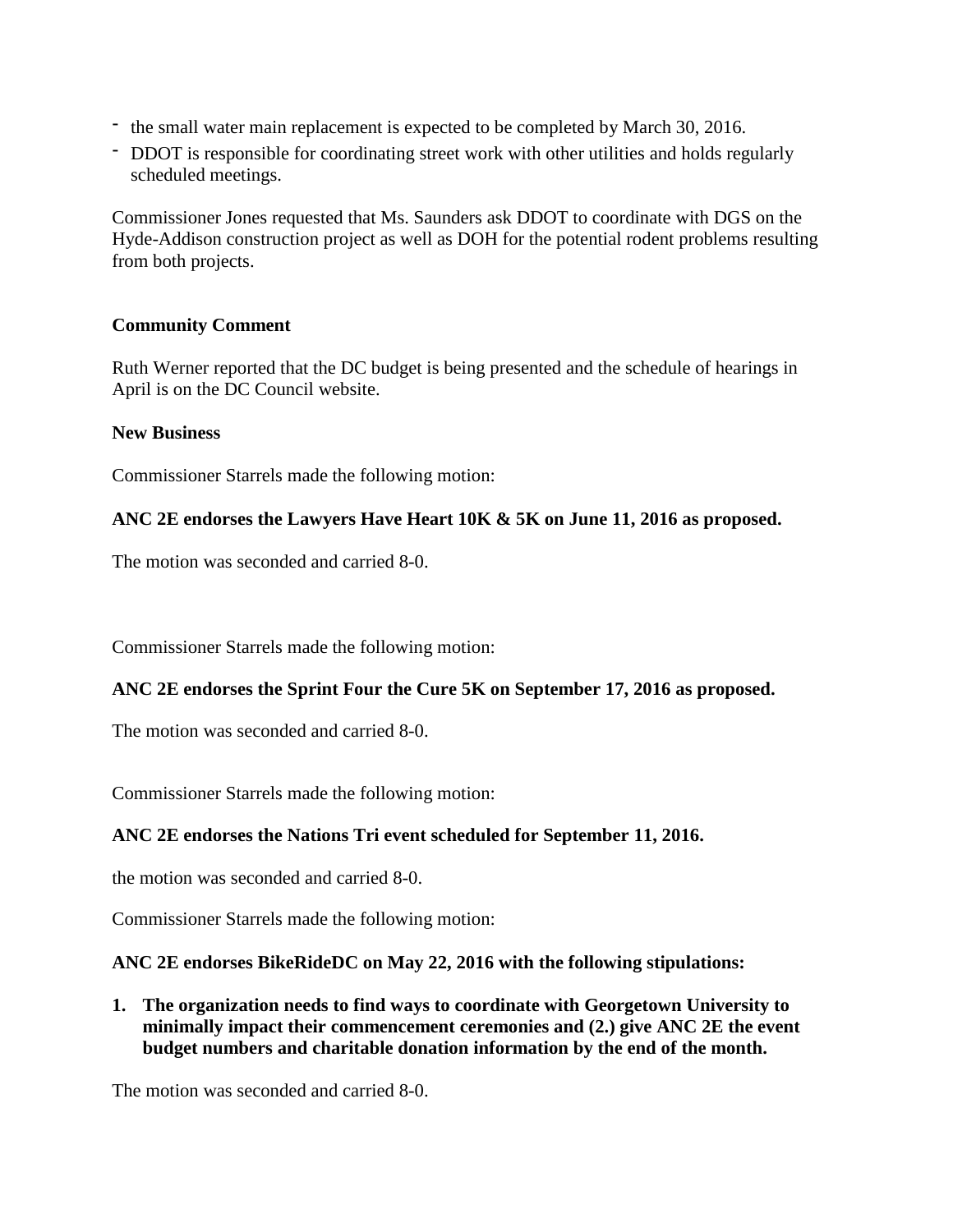- the small water main replacement is expected to be completed by March 30, 2016.
- DDOT is responsible for coordinating street work with other utilities and holds regularly scheduled meetings.

Commissioner Jones requested that Ms. Saunders ask DDOT to coordinate with DGS on the Hyde-Addison construction project as well as DOH for the potential rodent problems resulting from both projects.

**Community Comment**

Ruth Werner reported that the DC budget is being presented and the schedule of hearings in April is on the DC Council website.

**New Business**

Commissioner Starrels made the following motion:

**ANC 2E endorses the Lawyers Have Heart 10K & 5K on June 11, 2016 as proposed.**

The motion was seconded and carried 8-0.

Commissioner Starrels made the following motion:

**ANC 2E endorses the Sprint Four the Cure 5K on September 17, 2016 as proposed.**

The motion was seconded and carried 8-0.

Commissioner Starrels made the following motion:

**ANC 2E endorses the Nations Tri event scheduled for September 11, 2016.**

the motion was seconded and carried 8-0.

Commissioner Starrels made the following motion:

**ANC 2E endorses BikeRideDC on May 22, 2016 with the following stipulations:**

1. **The organization needs to find ways to coordinate with Georgetown University to minimally impact their commencement ceremonies and (2.) give ANC 2E the event budget numbers and charitable donation information by the end of the month.**

The motion was seconded and carried 8-0.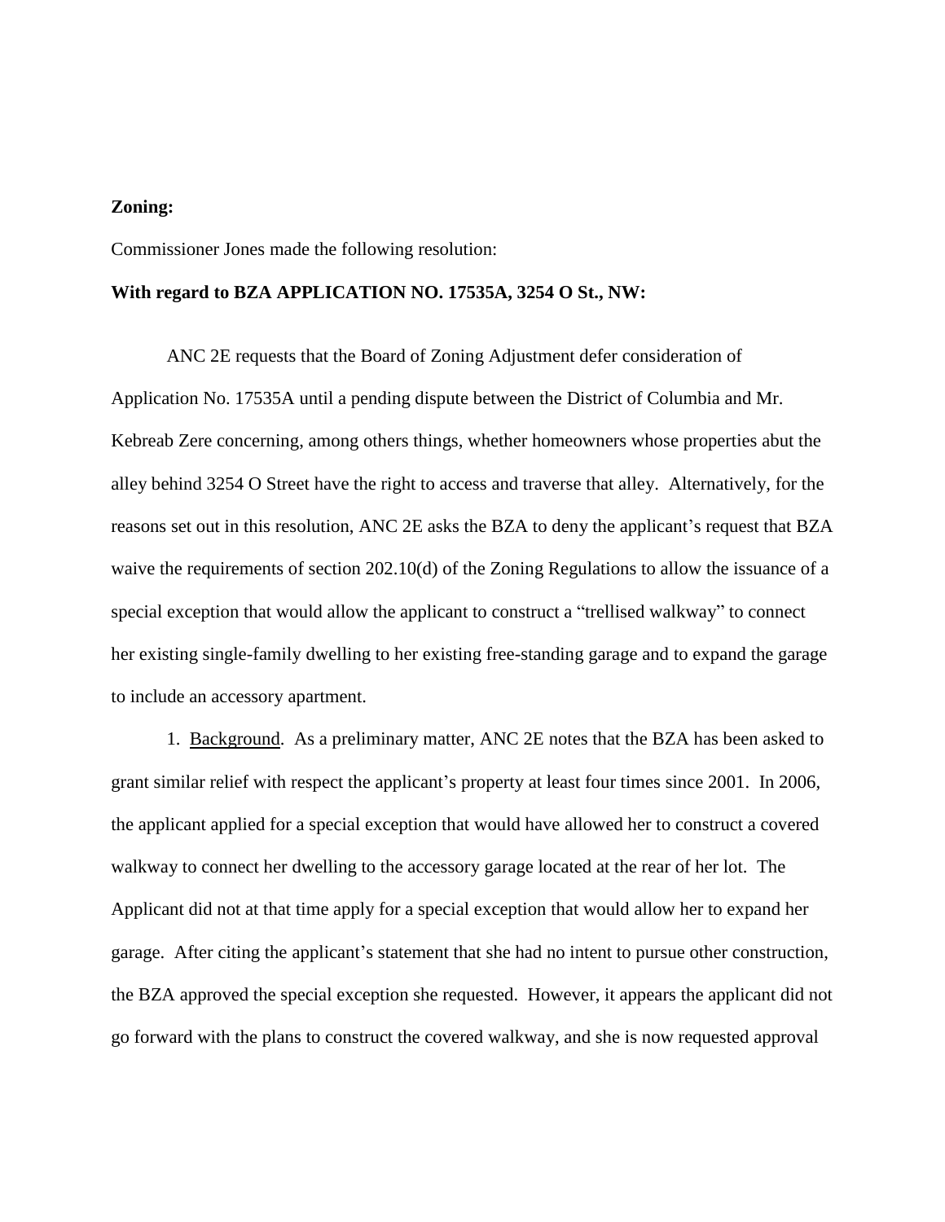**Zoning:**

Commissioner Jones made the following resolution:

**With regard to BZA APPLICATION NO. 17535A, 3254 O St., NW:**

ANC 2E requests that the Board of Zoning Adjustment defer consideration of Application No. 17535A until a pending dispute between the District of Columbia and Mr. Kebreab Zere concerning, among others things, whether homeowners whose properties abut the alley behind 3254 O Street have the right to access and traverse that alley. Alternatively, for the reasons set out in this resolution, ANC 2E asks the BZA to deny the applicant's request that BZA waive the requirements of section 202.10(d) of the Zoning Regulations to allow the issuance of a special exception that would allow the applicant to construct a "trellised walkway" to connect her existing single-family dwelling to her existing free-standing garage and to expand the garage to include an accessory apartment.

1. Background. As a preliminary matter, ANC 2E notes that the BZA has been asked to grant similar relief with respect the applicant's property at least four times since 2001. In 2006, the applicant applied for a special exception that would have allowed her to construct a covered walkway to connect her dwelling to the accessory garage located at the rear of her lot. The Applicant did not at that time apply for a special exception that would allow her to expand her garage. After citing the applicant's statement that she had no intent to pursue other construction, the BZA approved the special exception she requested. However, it appears the applicant did not go forward with the plans to construct the covered walkway, and she is now requested approval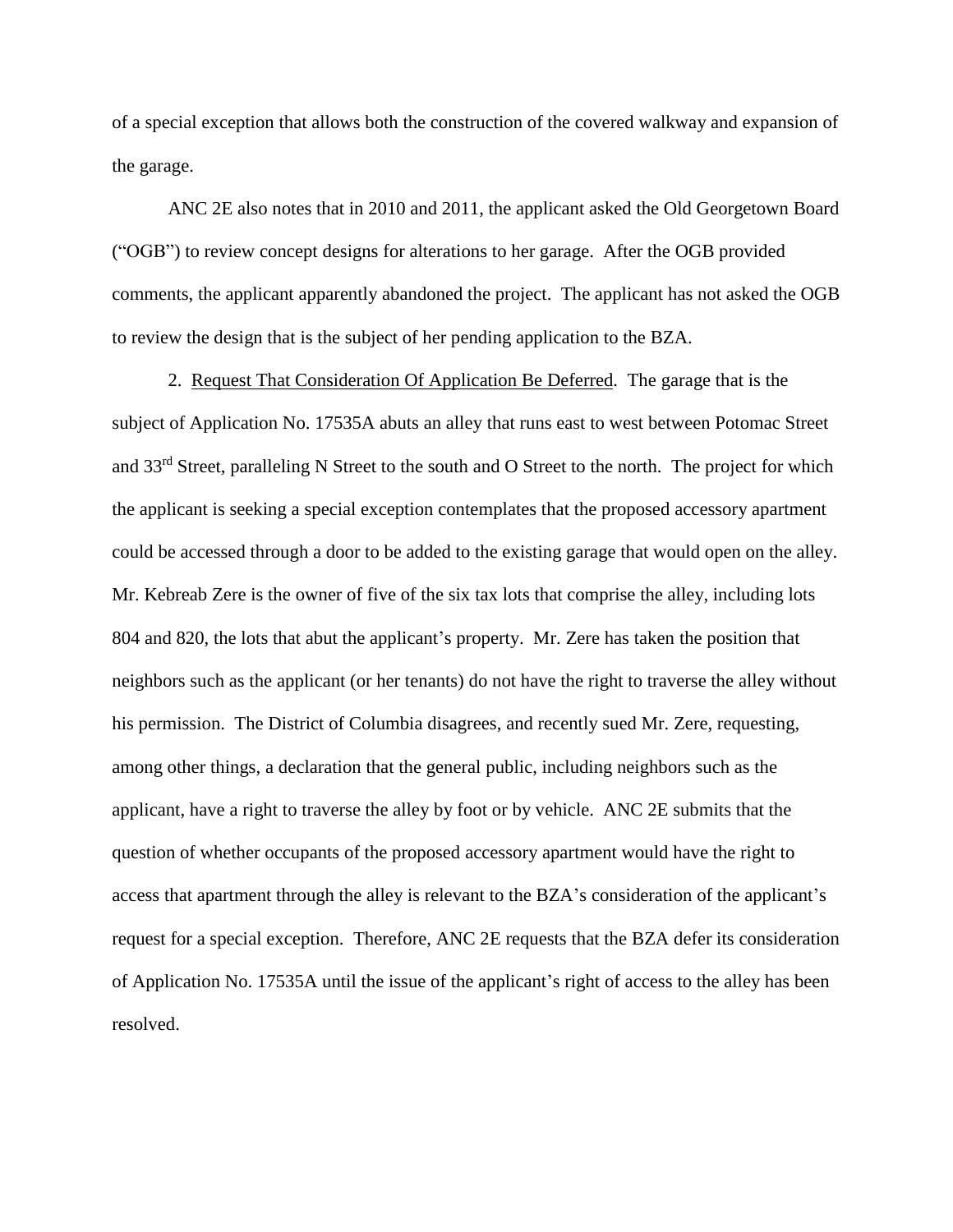of a special exception that allows both the construction of the covered walkway and expansion of the garage.

ANC 2E also notes that in 2010 and 2011, the applicant asked the Old Georgetown Board ("OGB") to review concept designs for alterations to her garage. After the OGB provided comments, the applicant apparently abandoned the project. The applicant has not asked the OGB to review the design that is the subject of her pending application to the BZA.

2. Request That Consideration Of Application Be Deferred. The garage that is the subject of Application No. 17535A abuts an alley that runs east to west between Potomac Street and 33rd Street, paralleling N Street to the south and O Street to the north. The project for which the applicant is seeking a special exception contemplates that the proposed accessory apartment could be accessed through a door to be added to the existing garage that would open on the alley. Mr. Kebreab Zere is the owner of five of the six tax lots that comprise the alley, including lots 804 and 820, the lots that abut the applicant's property. Mr. Zere has taken the position that neighbors such as the applicant (or her tenants) do not have the right to traverse the alley without his permission. The District of Columbia disagrees, and recently sued Mr. Zere, requesting, among other things, a declaration that the general public, including neighbors such as the applicant, have a right to traverse the alley by foot or by vehicle. ANC 2E submits that the question of whether occupants of the proposed accessory apartment would have the right to access that apartment through the alley is relevant to the BZA's consideration of the applicant's request for a special exception. Therefore, ANC 2E requests that the BZA defer its consideration of Application No. 17535A until the issue of the applicant's right of access to the alley has been resolved.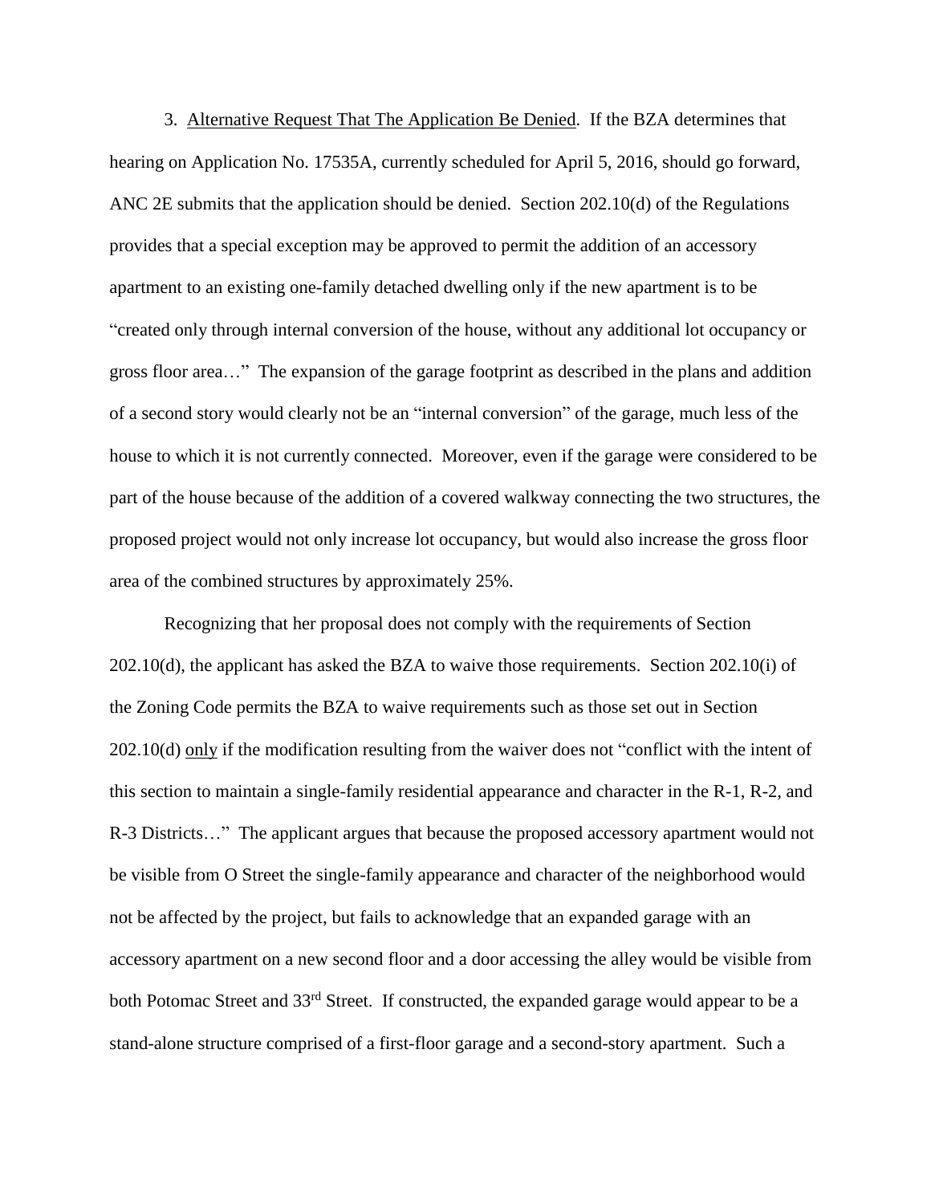3. Alternative Request That The Application Be Denied. If the BZA determines that hearing on Application No. 17535A, currently scheduled for April 5, 2016, should go forward, ANC 2E submits that the application should be denied. Section 202.10(d) of the Regulations provides that a special exception may be approved to permit the addition of an accessory apartment to an existing one-family detached dwelling only if the new apartment is to be "created only through internal conversion of the house, without any additional lot occupancy or gross floor area…" The expansion of the garage footprint as described in the plans and addition of a second story would clearly not be an "internal conversion" of the garage, much less of the house to which it is not currently connected. Moreover, even if the garage were considered to be part of the house because of the addition of a covered walkway connecting the two structures, the proposed project would not only increase lot occupancy, but would also increase the gross floor area of the combined structures by approximately 25%.

Recognizing that her proposal does not comply with the requirements of Section 202.10(d), the applicant has asked the BZA to waive those requirements. Section 202.10(i) of the Zoning Code permits the BZA to waive requirements such as those set out in Section 202.10(d) only if the modification resulting from the waiver does not "conflict with the intent of this section to maintain a single-family residential appearance and character in the R-1, R-2, and R-3 Districts…" The applicant argues that because the proposed accessory apartment would not be visible from O Street the single-family appearance and character of the neighborhood would not be affected by the project, but fails to acknowledge that an expanded garage with an accessory apartment on a new second floor and a door accessing the alley would be visible from both Potomac Street and 33rd Street. If constructed, the expanded garage would appear to be a stand-alone structure comprised of a first-floor garage and a second-story apartment. Such a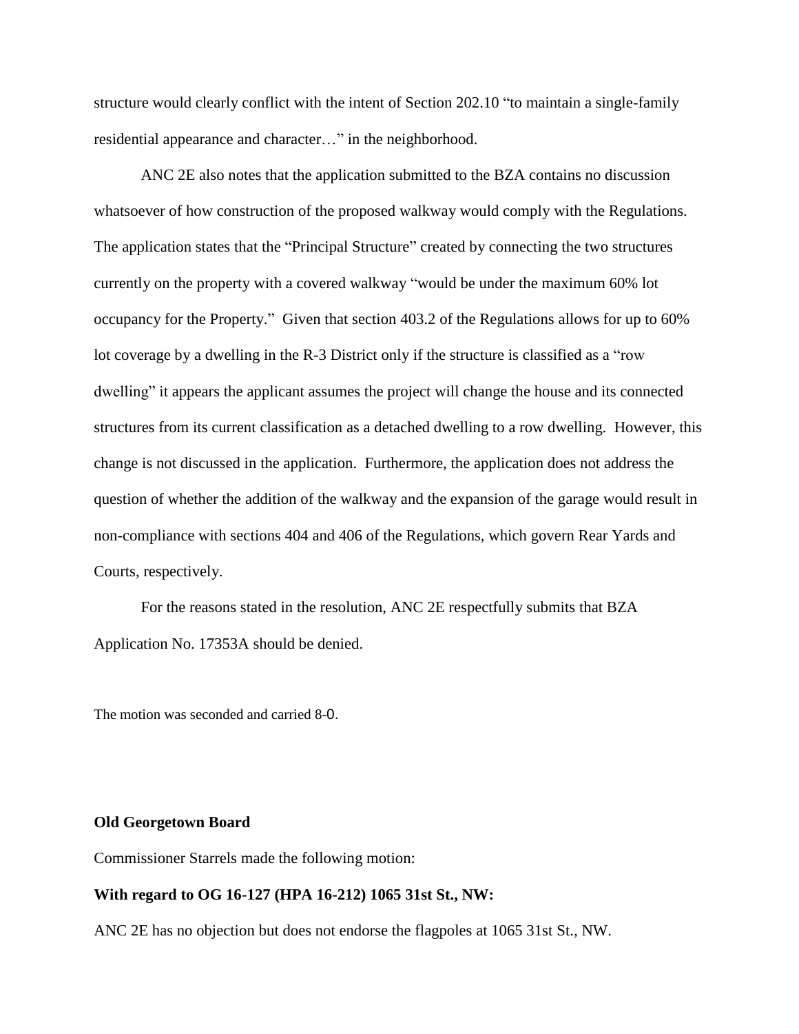structure would clearly conflict with the intent of Section 202.10 "to maintain a single-family residential appearance and character…" in the neighborhood.

ANC 2E also notes that the application submitted to the BZA contains no discussion whatsoever of how construction of the proposed walkway would comply with the Regulations. The application states that the "Principal Structure" created by connecting the two structures currently on the property with a covered walkway "would be under the maximum 60% lot occupancy for the Property." Given that section 403.2 of the Regulations allows for up to 60% lot coverage by a dwelling in the R-3 District only if the structure is classified as a "row dwelling" it appears the applicant assumes the project will change the house and its connected structures from its current classification as a detached dwelling to a row dwelling. However, this change is not discussed in the application. Furthermore, the application does not address the question of whether the addition of the walkway and the expansion of the garage would result in non-compliance with sections 404 and 406 of the Regulations, which govern Rear Yards and Courts, respectively.

For the reasons stated in the resolution, ANC 2E respectfully submits that BZA Application No. 17353A should be denied.

The motion was seconded and carried 8-0.

**Old Georgetown Board**

Commissioner Starrels made the following motion:

**With regard to OG 16-127 (HPA 16-212) 1065 31st St., NW:**

ANC 2E has no objection but does not endorse the flagpoles at 1065 31st St., NW.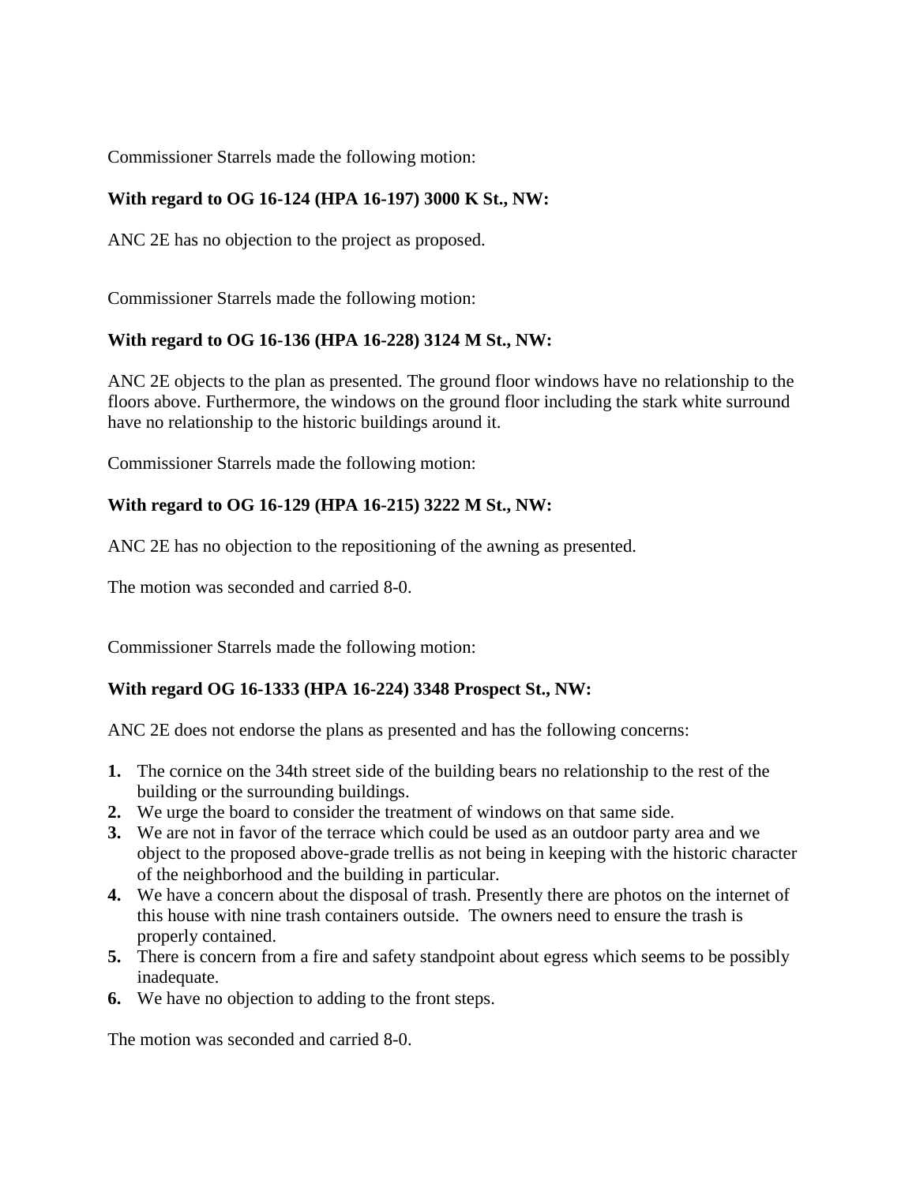Commissioner Starrels made the following motion:

**With regard to OG 16-124 (HPA 16-197) 3000 K St., NW:**

ANC 2E has no objection to the project as proposed.

Commissioner Starrels made the following motion:

**With regard to OG 16-136 (HPA 16-228) 3124 M St., NW:**

ANC 2E objects to the plan as presented. The ground floor windows have no relationship to the floors above. Furthermore, the windows on the ground floor including the stark white surround have no relationship to the historic buildings around it.

Commissioner Starrels made the following motion:

**With regard to OG 16-129 (HPA 16-215) 3222 M St., NW:**

ANC 2E has no objection to the repositioning of the awning as presented.

The motion was seconded and carried 8-0.

Commissioner Starrels made the following motion:

**With regard OG 16-1333 (HPA 16-224) 3348 Prospect St., NW:**

ANC 2E does not endorse the plans as presented and has the following concerns:

1. The cornice on the 34th street side of the building bears no relationship to the rest of the building or the surrounding buildings.
2. We urge the board to consider the treatment of windows on that same side.
3. We are not in favor of the terrace which could be used as an outdoor party area and we object to the proposed above-grade trellis as not being in keeping with the historic character of the neighborhood and the building in particular.
4. We have a concern about the disposal of trash. Presently there are photos on the internet of this house with nine trash containers outside. The owners need to ensure the trash is properly contained.
5. There is concern from a fire and safety standpoint about egress which seems to be possibly inadequate.
6. We have no objection to adding to the front steps.

The motion was seconded and carried 8-0.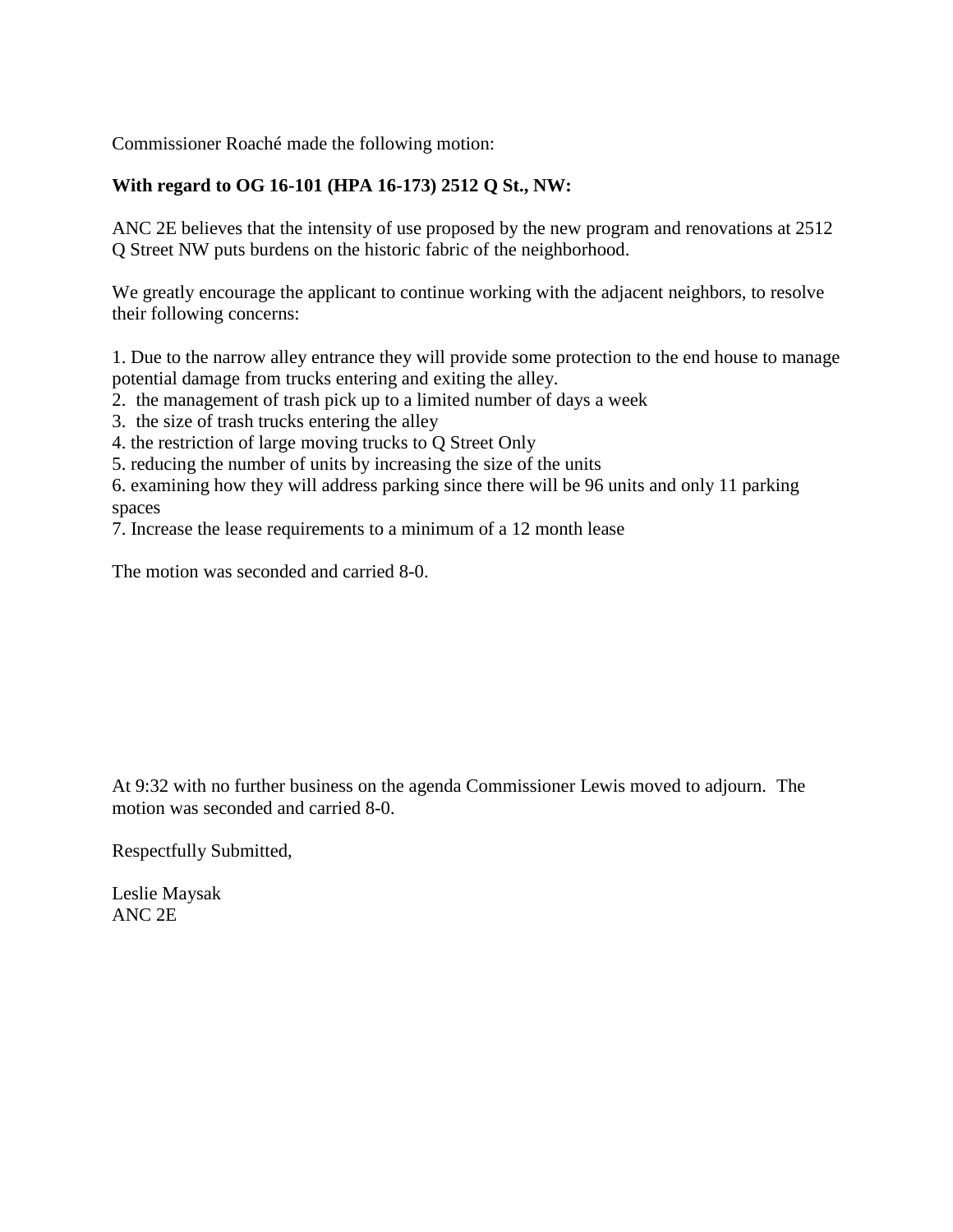Commissioner Roaché made the following motion:

**With regard to OG 16-101 (HPA 16-173) 2512 Q St., NW:**

ANC 2E believes that the intensity of use proposed by the new program and renovations at 2512 Q Street NW puts burdens on the historic fabric of the neighborhood.

We greatly encourage the applicant to continue working with the adjacent neighbors, to resolve their following concerns:

1. Due to the narrow alley entrance they will provide some protection to the end house to manage potential damage from trucks entering and exiting the alley.
2. the management of trash pick up to a limited number of days a week
3. the size of trash trucks entering the alley
4. the restriction of large moving trucks to Q Street Only
5. reducing the number of units by increasing the size of the units
6. examining how they will address parking since there will be 96 units and only 11 parking spaces
7. Increase the lease requirements to a minimum of a 12 month lease

The motion was seconded and carried 8-0.

At 9:32 with no further business on the agenda Commissioner Lewis moved to adjourn. The motion was seconded and carried 8-0.

Respectfully Submitted,

Leslie Maysak
ANC 2E